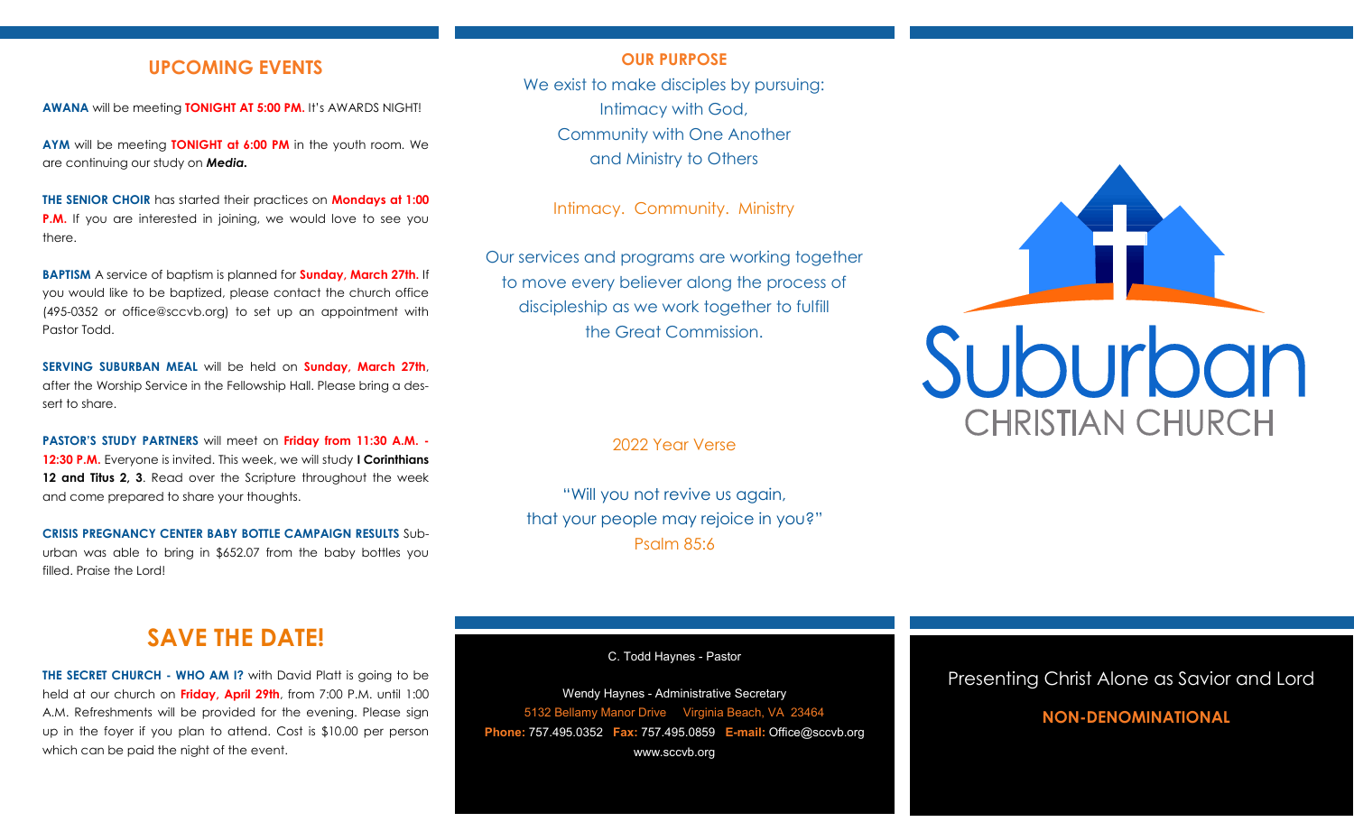## UPCOMING EVENTS

**AWANA** will be meeting **TONIGHT AT 5:00 PM.** It's AWARDS NIGHT!

**AYM** will be meeting **TONIGHT at 6:00 PM** in the youth room. We are continuing our study on ***Media.***

**THE SENIOR CHOIR** has started their practices on **Mondays at 1:00 P.M.** If you are interested in joining, we would love to see you there.

**BAPTISM** A service of baptism is planned for **Sunday, March 27th.** If you would like to be baptized, please contact the church office (495-0352 or office@sccvb.org) to set up an appointment with Pastor Todd.

**SERVING SUBURBAN MEAL** will be held on **Sunday, March 27th**, after the Worship Service in the Fellowship Hall. Please bring a dessert to share.

**PASTOR'S STUDY PARTNERS** will meet on **Friday from 11:30 A.M. - 12:30 P.M.** Everyone is invited. This week, we will study **I Corinthians 12 and Titus 2, 3**. Read over the Scripture throughout the week and come prepared to share your thoughts.

**CRISIS PREGNANCY CENTER BABY BOTTLE CAMPAIGN RESULTS** Suburban was able to bring in $652.07 from the baby bottles you filled. Praise the Lord!

## SAVE THE DATE!

**THE SECRET CHURCH - WHO AM I?** with David Platt is going to be held at our church on **Friday, April 29th**, from 7:00 P.M. until 1:00 A.M. Refreshments will be provided for the evening. Please sign up in the foyer if you plan to attend. Cost is $10.00 per person which can be paid the night of the event.

## OUR PURPOSE

We exist to make disciples by pursuing:
Intimacy with God,
Community with One Another
and Ministry to Others

Intimacy. Community. Ministry

Our services and programs are working together to move every believer along the process of discipleship as we work together to fulfill the Great Commission.

2022 Year Verse

"Will you not revive us again,
that your people may rejoice in you?"
Psalm 85:6

C. Todd Haynes - Pastor

Wendy Haynes - Administrative Secretary
5132 Bellamy Manor Drive Virginia Beach, VA 23464
**Phone:** 757.495.0352 **Fax:** 757.495.0859 **E-mail:** Office@sccvb.org
www.sccvb.org

# Suburban CHRISTIAN CHURCH

Presenting Christ Alone as Savior and Lord

**NON-DENOMINATIONAL**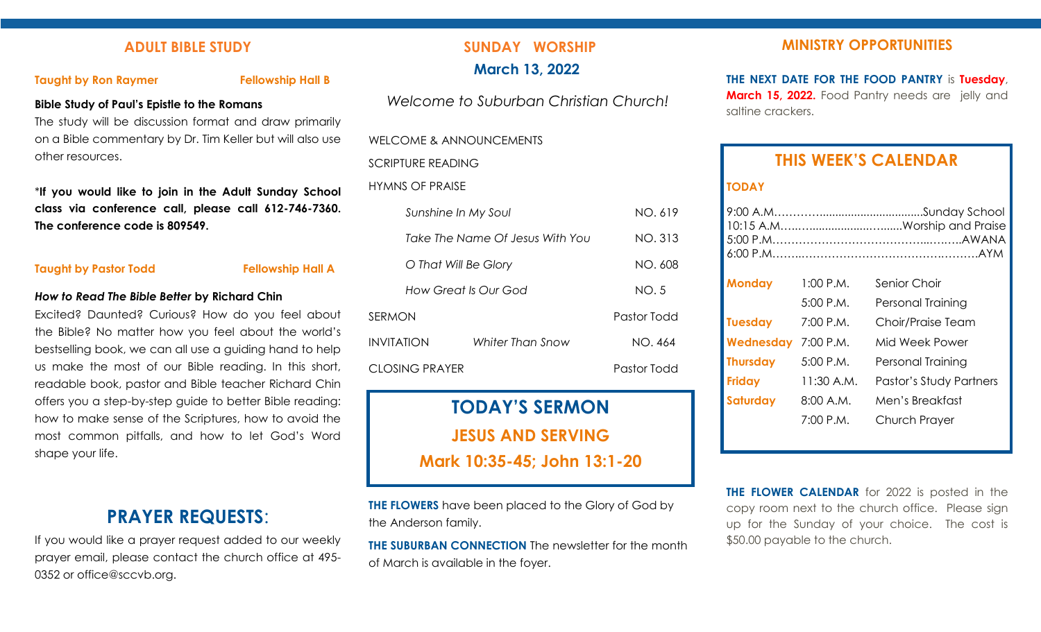## ADULT BIBLE STUDY

**Taught by Ron Raymer** **Fellowship Hall B**

**Bible Study of Paul's Epistle to the Romans**

The study will be discussion format and draw primarily on a Bible commentary by Dr. Tim Keller but will also use other resources.

***If you would like to join in the Adult Sunday School class via conference call, please call 612-746-7360. The conference code is 809549.**

**Taught by Pastor Todd** **Fellowship Hall A**

***How to Read The Bible Better* by Richard Chin**

Excited? Daunted? Curious? How do you feel about the Bible? No matter how you feel about the world's bestselling book, we can all use a guiding hand to help us make the most of our Bible reading. In this short, readable book, pastor and Bible teacher Richard Chin offers you a step-by-step guide to better Bible reading: how to make sense of the Scriptures, how to avoid the most common pitfalls, and how to let God's Word shape your life.

## PRAYER REQUESTS:

If you would like a prayer request added to our weekly prayer email, please contact the church office at 495-0352 or office@sccvb.org.

## SUNDAY WORSHIP

### March 13, 2022

*Welcome to Suburban Christian Church!*

WELCOME & ANNOUNCEMENTS

SCRIPTURE READING

HYMNS OF PRAISE

| | |
|---|---|
| *Sunshine In My Soul* | NO. 619 |
| *Take The Name Of Jesus With You* | NO. 313 |
| *O That Will Be Glory* | NO. 608 |
| *How Great Is Our God* | NO. 5 |

SERMON — Pastor Todd

INVITATION — *Whiter Than Snow* — NO. 464

CLOSING PRAYER — Pastor Todd

## TODAY'S SERMON

### JESUS AND SERVING

### Mark 10:35-45; John 13:1-20

**THE FLOWERS** have been placed to the Glory of God by the Anderson family.

**THE SUBURBAN CONNECTION** The newsletter for the month of March is available in the foyer.

## MINISTRY OPPORTUNITIES

**THE NEXT DATE FOR THE FOOD PANTRY** is **Tuesday, March 15, 2022.** Food Pantry needs are jelly and saltine crackers.

## THIS WEEK'S CALENDAR

**TODAY**

9:00 A.M.……………..............................Sunday School
10:15 A.M.…..…...................…......Worship and Praise
5:00 P.M.…………………………………...……..AWANA
6:00 P.M.……..…………………………….………..AYM

| | | |
|---|---|---|
| **Monday** | 1:00 P.M. | Senior Choir |
| | 5:00 P.M. | Personal Training |
| **Tuesday** | 7:00 P.M. | Choir/Praise Team |
| **Wednesday** | 7:00 P.M. | Mid Week Power |
| **Thursday** | 5:00 P.M. | Personal Training |
| **Friday** | 11:30 A.M. | Pastor's Study Partners |
| **Saturday** | 8:00 A.M. | Men's Breakfast |
| | 7:00 P.M. | Church Prayer |

**THE FLOWER CALENDAR** for 2022 is posted in the copy room next to the church office. Please sign up for the Sunday of your choice. The cost is $50.00 payable to the church.